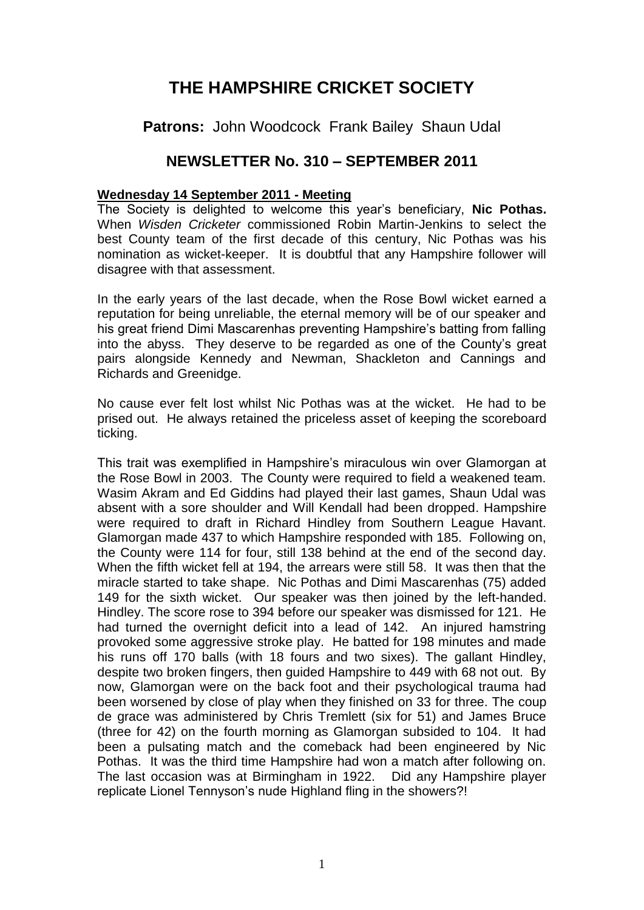# THE HAMPSHIRE CRICKET SOCIETY

**Patrons:** John Woodcock Frank Bailey Shaun Udal

## NEWSLETTER No. 310 – SEPTEMBER 2011

**Wednesday 14 September 2011 - Meeting**

The Society is delighted to welcome this year's beneficiary, **Nic Pothas.** When *Wisden Cricketer* commissioned Robin Martin-Jenkins to select the best County team of the first decade of this century, Nic Pothas was his nomination as wicket-keeper. It is doubtful that any Hampshire follower will disagree with that assessment.

In the early years of the last decade, when the Rose Bowl wicket earned a reputation for being unreliable, the eternal memory will be of our speaker and his great friend Dimi Mascarenhas preventing Hampshire's batting from falling into the abyss. They deserve to be regarded as one of the County's great pairs alongside Kennedy and Newman, Shackleton and Cannings and Richards and Greenidge.

No cause ever felt lost whilst Nic Pothas was at the wicket. He had to be prised out. He always retained the priceless asset of keeping the scoreboard ticking.

This trait was exemplified in Hampshire's miraculous win over Glamorgan at the Rose Bowl in 2003. The County were required to field a weakened team. Wasim Akram and Ed Giddins had played their last games, Shaun Udal was absent with a sore shoulder and Will Kendall had been dropped. Hampshire were required to draft in Richard Hindley from Southern League Havant. Glamorgan made 437 to which Hampshire responded with 185. Following on, the County were 114 for four, still 138 behind at the end of the second day. When the fifth wicket fell at 194, the arrears were still 58. It was then that the miracle started to take shape. Nic Pothas and Dimi Mascarenhas (75) added 149 for the sixth wicket. Our speaker was then joined by the left-handed. Hindley. The score rose to 394 before our speaker was dismissed for 121. He had turned the overnight deficit into a lead of 142. An injured hamstring provoked some aggressive stroke play. He batted for 198 minutes and made his runs off 170 balls (with 18 fours and two sixes). The gallant Hindley, despite two broken fingers, then guided Hampshire to 449 with 68 not out. By now, Glamorgan were on the back foot and their psychological trauma had been worsened by close of play when they finished on 33 for three. The coup de grace was administered by Chris Tremlett (six for 51) and James Bruce (three for 42) on the fourth morning as Glamorgan subsided to 104. It had been a pulsating match and the comeback had been engineered by Nic Pothas. It was the third time Hampshire had won a match after following on. The last occasion was at Birmingham in 1922. Did any Hampshire player replicate Lionel Tennyson's nude Highland fling in the showers?!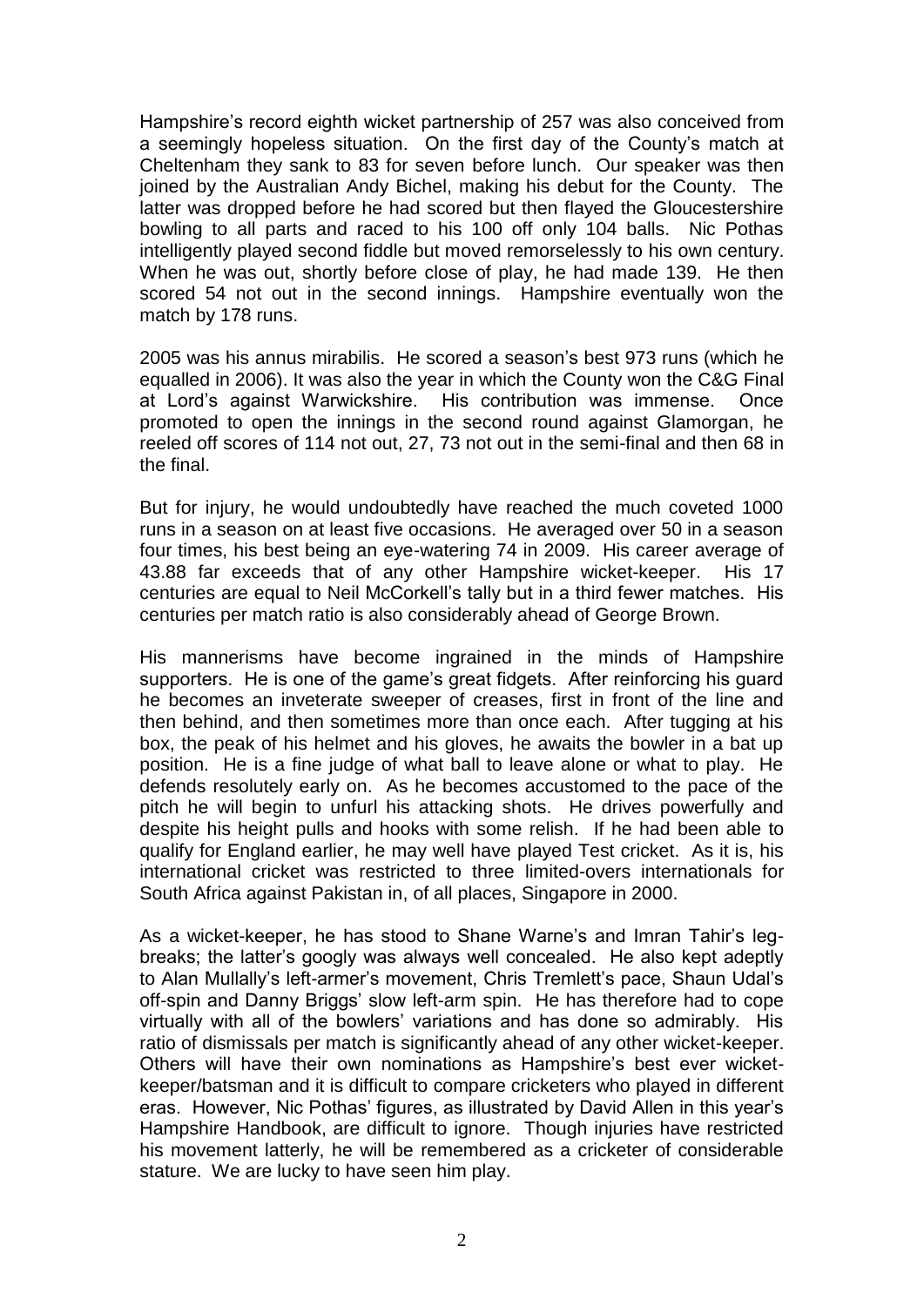Hampshire's record eighth wicket partnership of 257 was also conceived from a seemingly hopeless situation. On the first day of the County's match at Cheltenham they sank to 83 for seven before lunch. Our speaker was then joined by the Australian Andy Bichel, making his debut for the County. The latter was dropped before he had scored but then flayed the Gloucestershire bowling to all parts and raced to his 100 off only 104 balls. Nic Pothas intelligently played second fiddle but moved remorselessly to his own century. When he was out, shortly before close of play, he had made 139. He then scored 54 not out in the second innings. Hampshire eventually won the match by 178 runs.

2005 was his annus mirabilis. He scored a season's best 973 runs (which he equalled in 2006). It was also the year in which the County won the C&G Final at Lord's against Warwickshire. His contribution was immense. Once promoted to open the innings in the second round against Glamorgan, he reeled off scores of 114 not out, 27, 73 not out in the semi-final and then 68 in the final.

But for injury, he would undoubtedly have reached the much coveted 1000 runs in a season on at least five occasions. He averaged over 50 in a season four times, his best being an eye-watering 74 in 2009. His career average of 43.88 far exceeds that of any other Hampshire wicket-keeper. His 17 centuries are equal to Neil McCorkell's tally but in a third fewer matches. His centuries per match ratio is also considerably ahead of George Brown.

His mannerisms have become ingrained in the minds of Hampshire supporters. He is one of the game's great fidgets. After reinforcing his guard he becomes an inveterate sweeper of creases, first in front of the line and then behind, and then sometimes more than once each. After tugging at his box, the peak of his helmet and his gloves, he awaits the bowler in a bat up position. He is a fine judge of what ball to leave alone or what to play. He defends resolutely early on. As he becomes accustomed to the pace of the pitch he will begin to unfurl his attacking shots. He drives powerfully and despite his height pulls and hooks with some relish. If he had been able to qualify for England earlier, he may well have played Test cricket. As it is, his international cricket was restricted to three limited-overs internationals for South Africa against Pakistan in, of all places, Singapore in 2000.

As a wicket-keeper, he has stood to Shane Warne's and Imran Tahir's leg-breaks; the latter's googly was always well concealed. He also kept adeptly to Alan Mullally's left-armer's movement, Chris Tremlett's pace, Shaun Udal's off-spin and Danny Briggs' slow left-arm spin. He has therefore had to cope virtually with all of the bowlers' variations and has done so admirably. His ratio of dismissals per match is significantly ahead of any other wicket-keeper. Others will have their own nominations as Hampshire's best ever wicket-keeper/batsman and it is difficult to compare cricketers who played in different eras. However, Nic Pothas' figures, as illustrated by David Allen in this year's Hampshire Handbook, are difficult to ignore. Though injuries have restricted his movement latterly, he will be remembered as a cricketer of considerable stature. We are lucky to have seen him play.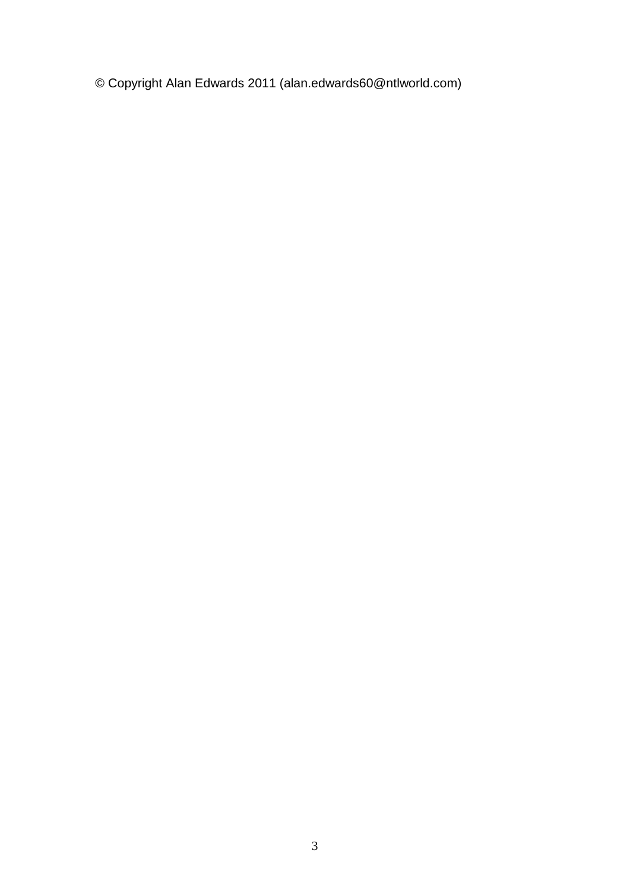© Copyright Alan Edwards 2011 (alan.edwards60@ntlworld.com)